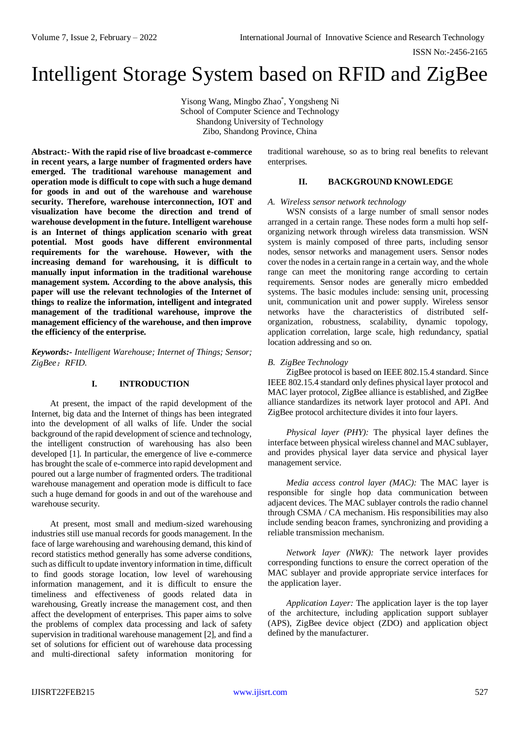# Intelligent Storage System based on RFID and ZigBee

Yisong Wang, Mingbo Zhao*, Yongsheng Ni
School of Computer Science and Technology
Shandong University of Technology
Zibo, Shandong Province, China

**Abstract:- With the rapid rise of live broadcast e-commerce in recent years, a large number of fragmented orders have emerged. The traditional warehouse management and operation mode is difficult to cope with such a huge demand for goods in and out of the warehouse and warehouse security. Therefore, warehouse interconnection, IOT and visualization have become the direction and trend of warehouse development in the future. Intelligent warehouse is an Internet of things application scenario with great potential. Most goods have different environmental requirements for the warehouse. However, with the increasing demand for warehousing, it is difficult to manually input information in the traditional warehouse management system. According to the above analysis, this paper will use the relevant technologies of the Internet of things to realize the information, intelligent and integrated management of the traditional warehouse, improve the management efficiency of the warehouse, and then improve the efficiency of the enterprise.**

***Keywords:-*** *Intelligent Warehouse; Internet of Things; Sensor; ZigBee；RFID.*

## I. INTRODUCTION

At present, the impact of the rapid development of the Internet, big data and the Internet of things has been integrated into the development of all walks of life. Under the social background of the rapid development of science and technology, the intelligent construction of warehousing has also been developed [1]. In particular, the emergence of live e-commerce has brought the scale of e-commerce into rapid development and poured out a large number of fragmented orders. The traditional warehouse management and operation mode is difficult to face such a huge demand for goods in and out of the warehouse and warehouse security.

At present, most small and medium-sized warehousing industries still use manual records for goods management. In the face of large warehousing and warehousing demand, this kind of record statistics method generally has some adverse conditions, such as difficult to update inventory information in time, difficult to find goods storage location, low level of warehousing information management, and it is difficult to ensure the timeliness and effectiveness of goods related data in warehousing, Greatly increase the management cost, and then affect the development of enterprises. This paper aims to solve the problems of complex data processing and lack of safety supervision in traditional warehouse management [2], and find a set of solutions for efficient out of warehouse data processing and multi-directional safety information monitoring for traditional warehouse, so as to bring real benefits to relevant enterprises.

## II. BACKGROUND KNOWLEDGE

### *A. Wireless sensor network technology*

WSN consists of a large number of small sensor nodes arranged in a certain range. These nodes form a multi hop self-organizing network through wireless data transmission. WSN system is mainly composed of three parts, including sensor nodes, sensor networks and management users. Sensor nodes cover the nodes in a certain range in a certain way, and the whole range can meet the monitoring range according to certain requirements. Sensor nodes are generally micro embedded systems. The basic modules include: sensing unit, processing unit, communication unit and power supply. Wireless sensor networks have the characteristics of distributed self-organization, robustness, scalability, dynamic topology, application correlation, large scale, high redundancy, spatial location addressing and so on.

### *B. ZigBee Technology*

ZigBee protocol is based on IEEE 802.15.4 standard. Since IEEE 802.15.4 standard only defines physical layer protocol and MAC layer protocol, ZigBee alliance is established, and ZigBee alliance standardizes its network layer protocol and API. And ZigBee protocol architecture divides it into four layers.

*Physical layer (PHY):* The physical layer defines the interface between physical wireless channel and MAC sublayer, and provides physical layer data service and physical layer management service.

*Media access control layer (MAC):* The MAC layer is responsible for single hop data communication between adjacent devices. The MAC sublayer controls the radio channel through CSMA / CA mechanism. His responsibilities may also include sending beacon frames, synchronizing and providing a reliable transmission mechanism.

*Network layer (NWK):* The network layer provides corresponding functions to ensure the correct operation of the MAC sublayer and provide appropriate service interfaces for the application layer.

*Application Layer:* The application layer is the top layer of the architecture, including application support sublayer (APS), ZigBee device object (ZDO) and application object defined by the manufacturer.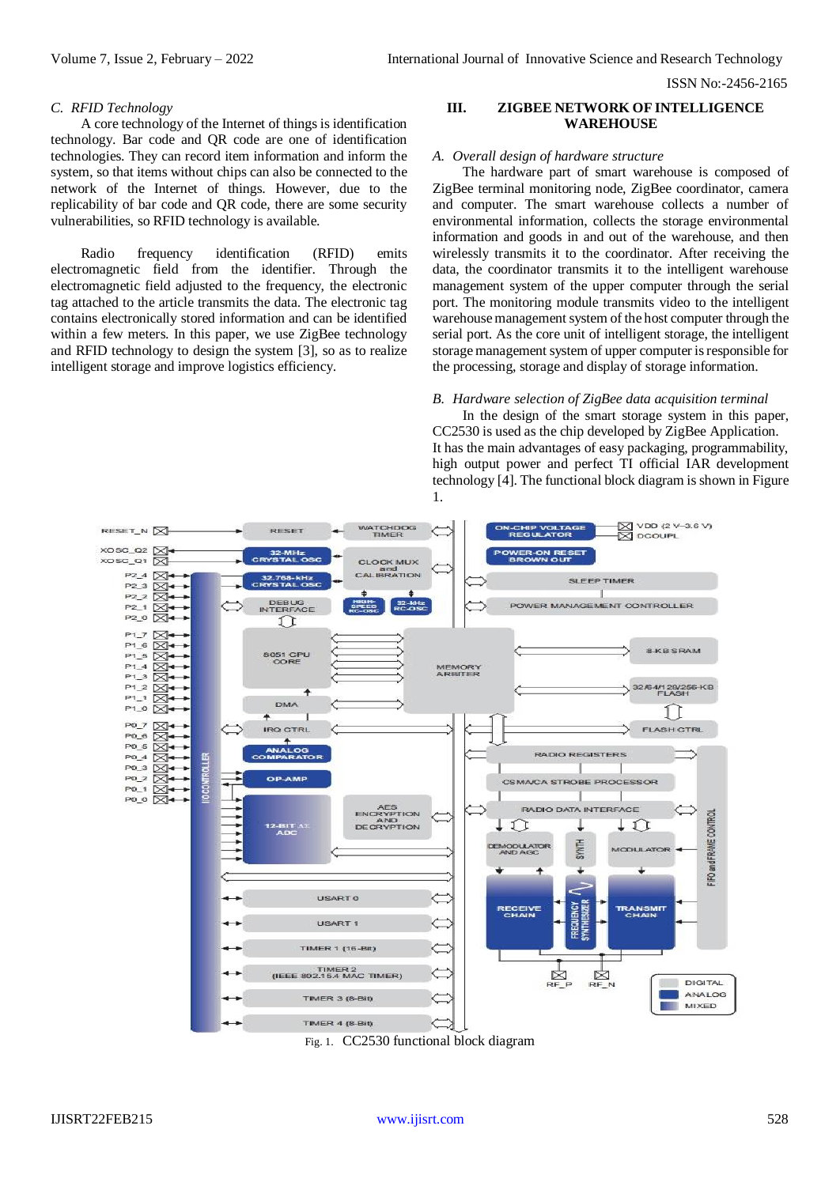### C. *RFID Technology*

A core technology of the Internet of things is identification technology. Bar code and QR code are one of identification technologies. They can record item information and inform the system, so that items without chips can also be connected to the network of the Internet of things. However, due to the replicability of bar code and QR code, there are some security vulnerabilities, so RFID technology is available.

Radio frequency identification (RFID) emits electromagnetic field from the identifier. Through the electromagnetic field adjusted to the frequency, the electronic tag attached to the article transmits the data. The electronic tag contains electronically stored information and can be identified within a few meters. In this paper, we use ZigBee technology and RFID technology to design the system [3], so as to realize intelligent storage and improve logistics efficiency.

## III. ZIGBEE NETWORK OF INTELLIGENCE WAREHOUSE

### A. *Overall design of hardware structure*

The hardware part of smart warehouse is composed of ZigBee terminal monitoring node, ZigBee coordinator, camera and computer. The smart warehouse collects a number of environmental information, collects the storage environmental information and goods in and out of the warehouse, and then wirelessly transmits it to the coordinator. After receiving the data, the coordinator transmits it to the intelligent warehouse management system of the upper computer through the serial port. The monitoring module transmits video to the intelligent warehouse management system of the host computer through the serial port. As the core unit of intelligent storage, the intelligent storage management system of upper computer is responsible for the processing, storage and display of storage information.

### B. *Hardware selection of ZigBee data acquisition terminal*

In the design of the smart storage system in this paper, CC2530 is used as the chip developed by ZigBee Application. It has the main advantages of easy packaging, programmability, high output power and perfect TI official IAR development technology [4]. The functional block diagram is shown in Figure 1.

Fig. 1. CC2530 functional block diagram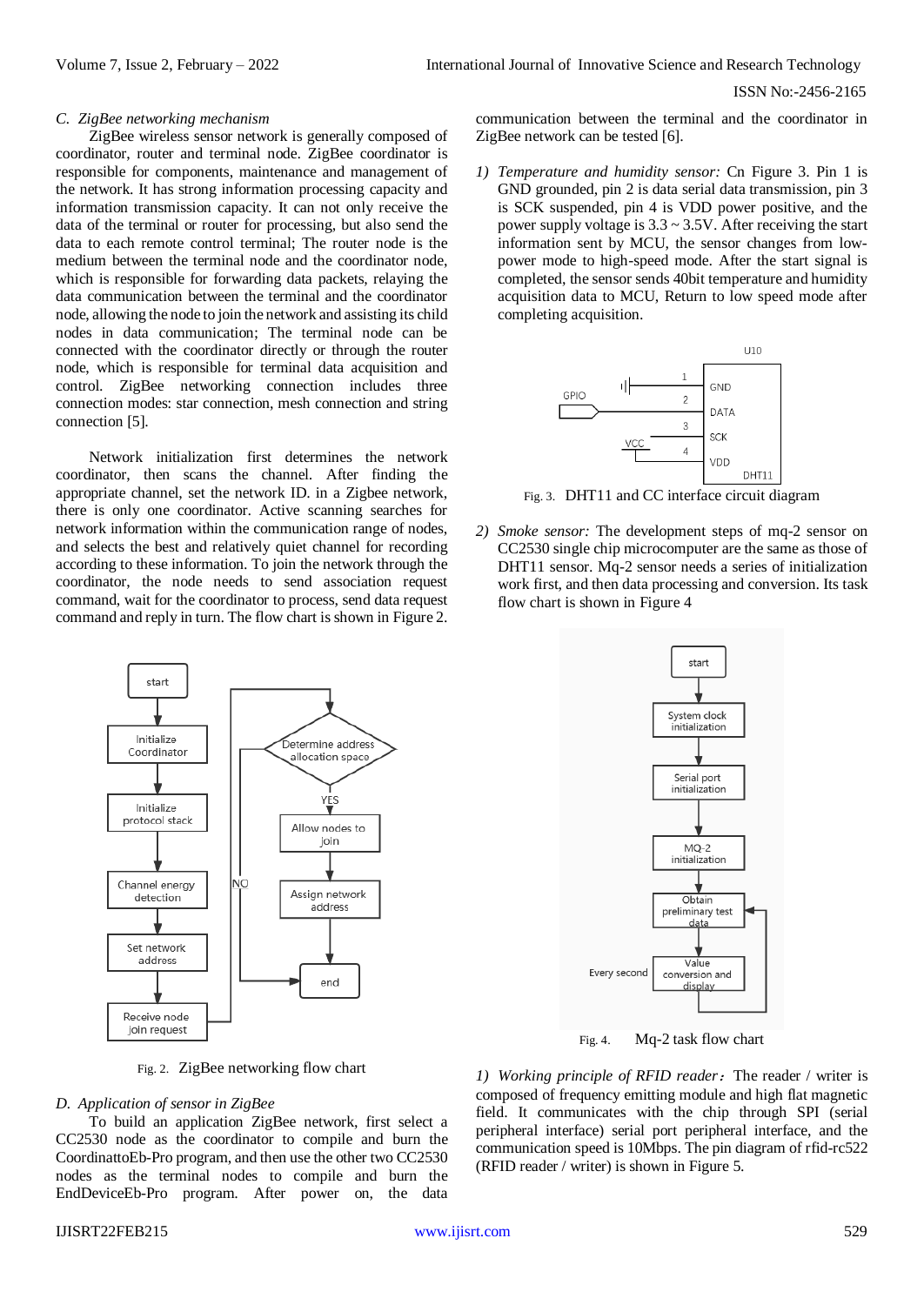### C. ZigBee networking mechanism

ZigBee wireless sensor network is generally composed of coordinator, router and terminal node. ZigBee coordinator is responsible for components, maintenance and management of the network. It has strong information processing capacity and information transmission capacity. It can not only receive the data of the terminal or router for processing, but also send the data to each remote control terminal; The router node is the medium between the terminal node and the coordinator node, which is responsible for forwarding data packets, relaying the data communication between the terminal and the coordinator node, allowing the node to join the network and assisting its child nodes in data communication; The terminal node can be connected with the coordinator directly or through the router node, which is responsible for terminal data acquisition and control. ZigBee networking connection includes three connection modes: star connection, mesh connection and string connection [5].

Network initialization first determines the network coordinator, then scans the channel. After finding the appropriate channel, set the network ID. in a Zigbee network, there is only one coordinator. Active scanning searches for network information within the communication range of nodes, and selects the best and relatively quiet channel for recording according to these information. To join the network through the coordinator, the node needs to send association request command, wait for the coordinator to process, send data request command and reply in turn. The flow chart is shown in Figure 2.

Fig. 2. ZigBee networking flow chart

### D. Application of sensor in ZigBee

To build an application ZigBee network, first select a CC2530 node as the coordinator to compile and burn the CoordinattoEb-Pro program, and then use the other two CC2530 nodes as the terminal nodes to compile and burn the EndDeviceEb-Pro program. After power on, the data communication between the terminal and the coordinator in ZigBee network can be tested [6].

1) *Temperature and humidity sensor:* Cn Figure 3. Pin 1 is GND grounded, pin 2 is data serial data transmission, pin 3 is SCK suspended, pin 4 is VDD power positive, and the power supply voltage is 3.3 ~ 3.5V. After receiving the start information sent by MCU, the sensor changes from low-power mode to high-speed mode. After the start signal is completed, the sensor sends 40bit temperature and humidity acquisition data to MCU, Return to low speed mode after completing acquisition.

Fig. 3. DHT11 and CC interface circuit diagram

2) *Smoke sensor:* The development steps of mq-2 sensor on CC2530 single chip microcomputer are the same as those of DHT11 sensor. Mq-2 sensor needs a series of initialization work first, and then data processing and conversion. Its task flow chart is shown in Figure 4

Fig. 4. Mq-2 task flow chart

1) *Working principle of RFID reader*：The reader / writer is composed of frequency emitting module and high flat magnetic field. It communicates with the chip through SPI (serial peripheral interface) serial port peripheral interface, and the communication speed is 10Mbps. The pin diagram of rfid-rc522 (RFID reader / writer) is shown in Figure 5.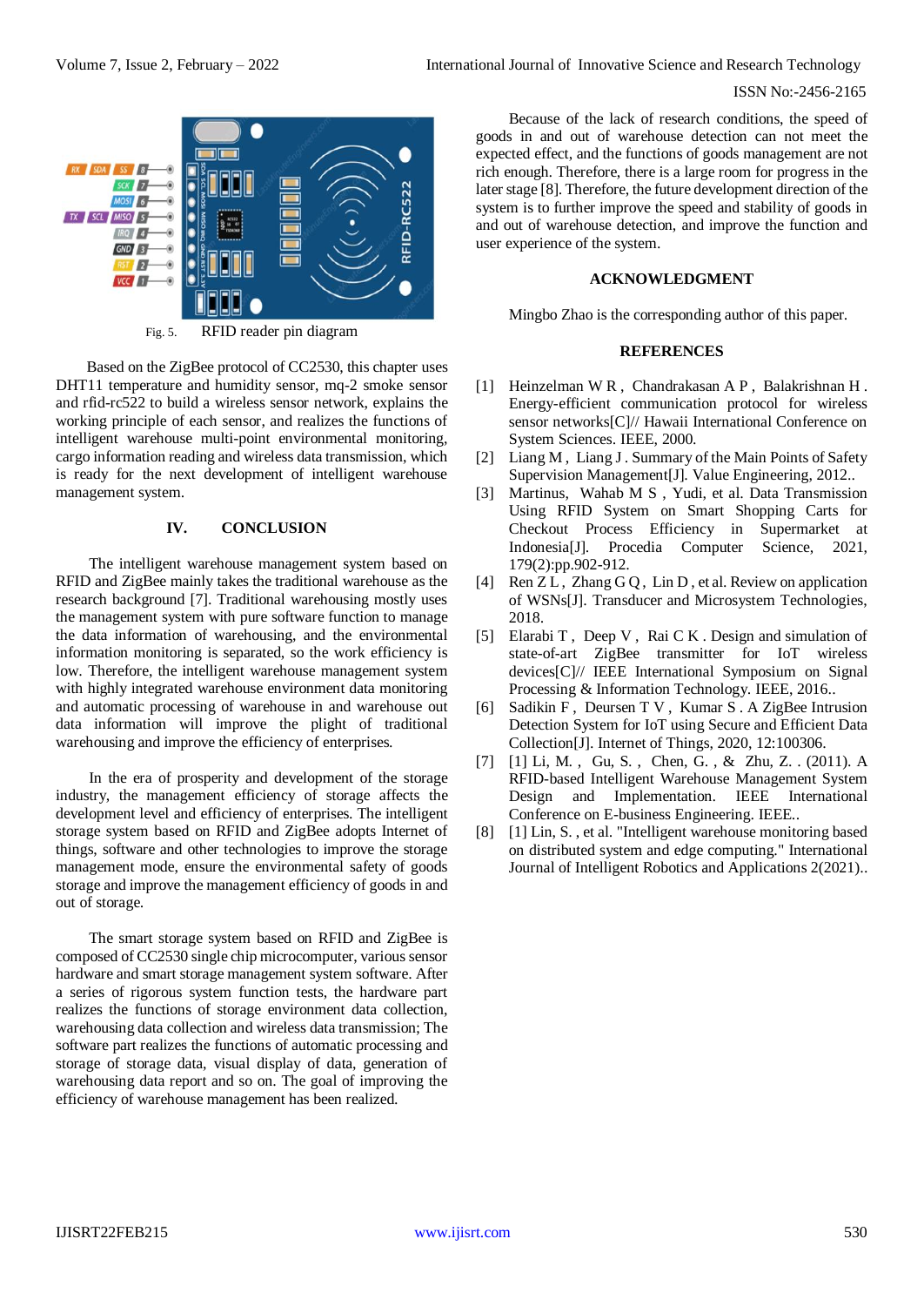Fig. 5. RFID reader pin diagram

Based on the ZigBee protocol of CC2530, this chapter uses DHT11 temperature and humidity sensor, mq-2 smoke sensor and rfid-rc522 to build a wireless sensor network, explains the working principle of each sensor, and realizes the functions of intelligent warehouse multi-point environmental monitoring, cargo information reading and wireless data transmission, which is ready for the next development of intelligent warehouse management system.

## IV. CONCLUSION

The intelligent warehouse management system based on RFID and ZigBee mainly takes the traditional warehouse as the research background [7]. Traditional warehousing mostly uses the management system with pure software function to manage the data information of warehousing, and the environmental information monitoring is separated, so the work efficiency is low. Therefore, the intelligent warehouse management system with highly integrated warehouse environment data monitoring and automatic processing of warehouse in and warehouse out data information will improve the plight of traditional warehousing and improve the efficiency of enterprises.

In the era of prosperity and development of the storage industry, the management efficiency of storage affects the development level and efficiency of enterprises. The intelligent storage system based on RFID and ZigBee adopts Internet of things, software and other technologies to improve the storage management mode, ensure the environmental safety of goods storage and improve the management efficiency of goods in and out of storage.

The smart storage system based on RFID and ZigBee is composed of CC2530 single chip microcomputer, various sensor hardware and smart storage management system software. After a series of rigorous system function tests, the hardware part realizes the functions of storage environment data collection, warehousing data collection and wireless data transmission; The software part realizes the functions of automatic processing and storage of storage data, visual display of data, generation of warehousing data report and so on. The goal of improving the efficiency of warehouse management has been realized.

Because of the lack of research conditions, the speed of goods in and out of warehouse detection can not meet the expected effect, and the functions of goods management are not rich enough. Therefore, there is a large room for progress in the later stage [8]. Therefore, the future development direction of the system is to further improve the speed and stability of goods in and out of warehouse detection, and improve the function and user experience of the system.

## ACKNOWLEDGMENT

Mingbo Zhao is the corresponding author of this paper.

## REFERENCES

[1] Heinzelman W R , Chandrakasan A P , Balakrishnan H . Energy-efficient communication protocol for wireless sensor networks[C]// Hawaii International Conference on System Sciences. IEEE, 2000.

[2] Liang M , Liang J . Summary of the Main Points of Safety Supervision Management[J]. Value Engineering, 2012..

[3] Martinus, Wahab M S , Yudi, et al. Data Transmission Using RFID System on Smart Shopping Carts for Checkout Process Efficiency in Supermarket at Indonesia[J]. Procedia Computer Science, 2021, 179(2):pp.902-912.

[4] Ren Z L , Zhang G Q , Lin D , et al. Review on application of WSNs[J]. Transducer and Microsystem Technologies, 2018.

[5] Elarabi T , Deep V , Rai C K . Design and simulation of state-of-art ZigBee transmitter for IoT wireless devices[C]// IEEE International Symposium on Signal Processing & Information Technology. IEEE, 2016..

[6] Sadikin F , Deursen T V , Kumar S . A ZigBee Intrusion Detection System for IoT using Secure and Efficient Data Collection[J]. Internet of Things, 2020, 12:100306.

[7] [1] Li, M. , Gu, S. , Chen, G. , & Zhu, Z. . (2011). A RFID-based Intelligent Warehouse Management System Design and Implementation. IEEE International Conference on E-business Engineering. IEEE..

[8] [1] Lin, S. , et al. "Intelligent warehouse monitoring based on distributed system and edge computing." International Journal of Intelligent Robotics and Applications 2(2021)..